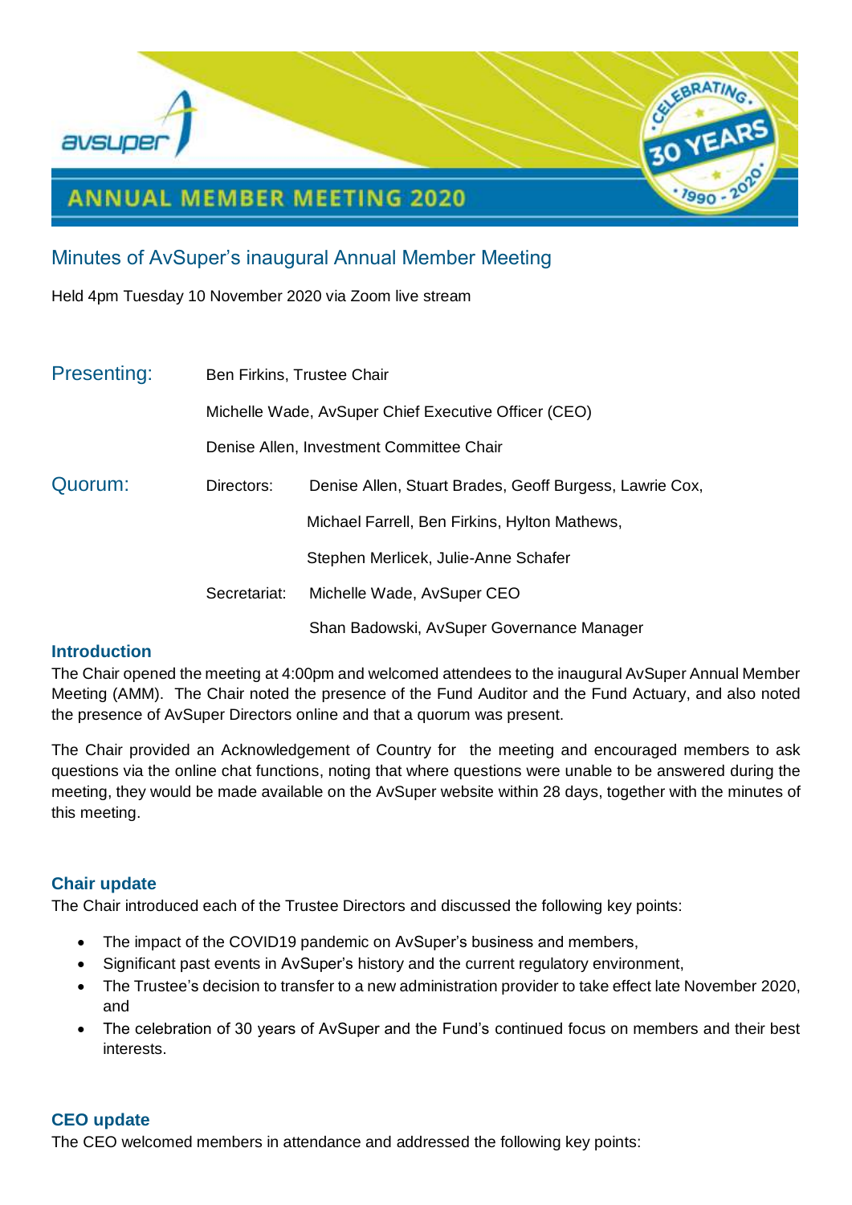# ANNUAL MEMBER MEETING 2020

## Minutes of AvSuper's inaugural Annual Member Meeting

Held 4pm Tuesday 10 November 2020 via Zoom live stream

**Presenting:** Ben Firkins, Trustee Chair

Michelle Wade, AvSuper Chief Executive Officer (CEO)

Denise Allen, Investment Committee Chair

**Quorum:**

Directors: Denise Allen, Stuart Brades, Geoff Burgess, Lawrie Cox, Michael Farrell, Ben Firkins, Hylton Mathews, Stephen Merlicek, Julie-Anne Schafer

Secretariat: Michelle Wade, AvSuper CEO

Shan Badowski, AvSuper Governance Manager

### Introduction

The Chair opened the meeting at 4:00pm and welcomed attendees to the inaugural AvSuper Annual Member Meeting (AMM). The Chair noted the presence of the Fund Auditor and the Fund Actuary, and also noted the presence of AvSuper Directors online and that a quorum was present.

The Chair provided an Acknowledgement of Country for the meeting and encouraged members to ask questions via the online chat functions, noting that where questions were unable to be answered during the meeting, they would be made available on the AvSuper website within 28 days, together with the minutes of this meeting.

### Chair update

The Chair introduced each of the Trustee Directors and discussed the following key points:

- The impact of the COVID19 pandemic on AvSuper's business and members,
- Significant past events in AvSuper's history and the current regulatory environment,
- The Trustee's decision to transfer to a new administration provider to take effect late November 2020, and
- The celebration of 30 years of AvSuper and the Fund's continued focus on members and their best interests.

### CEO update

The CEO welcomed members in attendance and addressed the following key points: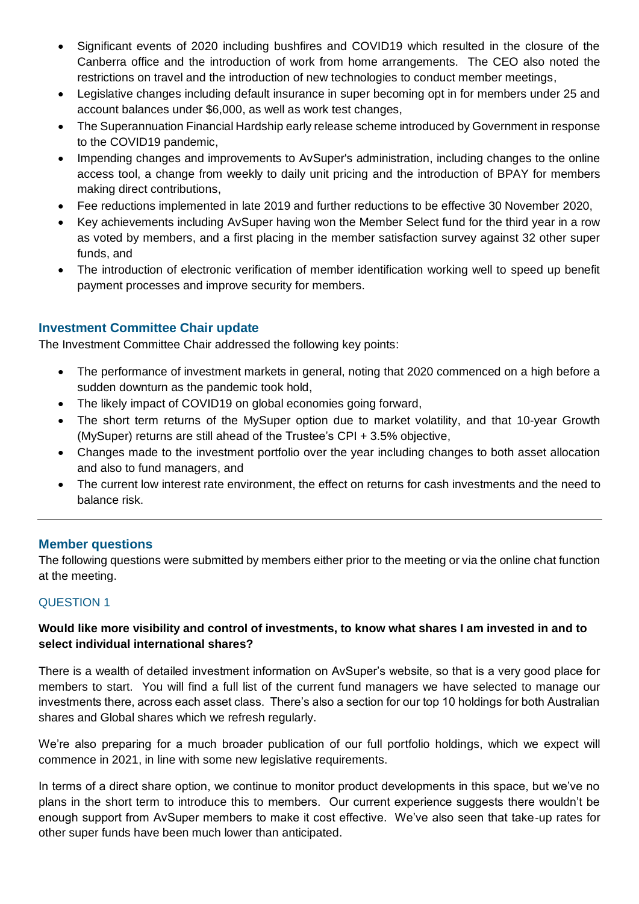- Significant events of 2020 including bushfires and COVID19 which resulted in the closure of the Canberra office and the introduction of work from home arrangements. The CEO also noted the restrictions on travel and the introduction of new technologies to conduct member meetings,
- Legislative changes including default insurance in super becoming opt in for members under 25 and account balances under $6,000, as well as work test changes,
- The Superannuation Financial Hardship early release scheme introduced by Government in response to the COVID19 pandemic,
- Impending changes and improvements to AvSuper's administration, including changes to the online access tool, a change from weekly to daily unit pricing and the introduction of BPAY for members making direct contributions,
- Fee reductions implemented in late 2019 and further reductions to be effective 30 November 2020,
- Key achievements including AvSuper having won the Member Select fund for the third year in a row as voted by members, and a first placing in the member satisfaction survey against 32 other super funds, and
- The introduction of electronic verification of member identification working well to speed up benefit payment processes and improve security for members.

## Investment Committee Chair update

The Investment Committee Chair addressed the following key points:

- The performance of investment markets in general, noting that 2020 commenced on a high before a sudden downturn as the pandemic took hold,
- The likely impact of COVID19 on global economies going forward,
- The short term returns of the MySuper option due to market volatility, and that 10-year Growth (MySuper) returns are still ahead of the Trustee's CPI + 3.5% objective,
- Changes made to the investment portfolio over the year including changes to both asset allocation and also to fund managers, and
- The current low interest rate environment, the effect on returns for cash investments and the need to balance risk.

---

## Member questions

The following questions were submitted by members either prior to the meeting or via the online chat function at the meeting.

### QUESTION 1

**Would like more visibility and control of investments, to know what shares I am invested in and to select individual international shares?**

There is a wealth of detailed investment information on AvSuper's website, so that is a very good place for members to start. You will find a full list of the current fund managers we have selected to manage our investments there, across each asset class. There's also a section for our top 10 holdings for both Australian shares and Global shares which we refresh regularly.

We're also preparing for a much broader publication of our full portfolio holdings, which we expect will commence in 2021, in line with some new legislative requirements.

In terms of a direct share option, we continue to monitor product developments in this space, but we've no plans in the short term to introduce this to members. Our current experience suggests there wouldn't be enough support from AvSuper members to make it cost effective. We've also seen that take-up rates for other super funds have been much lower than anticipated.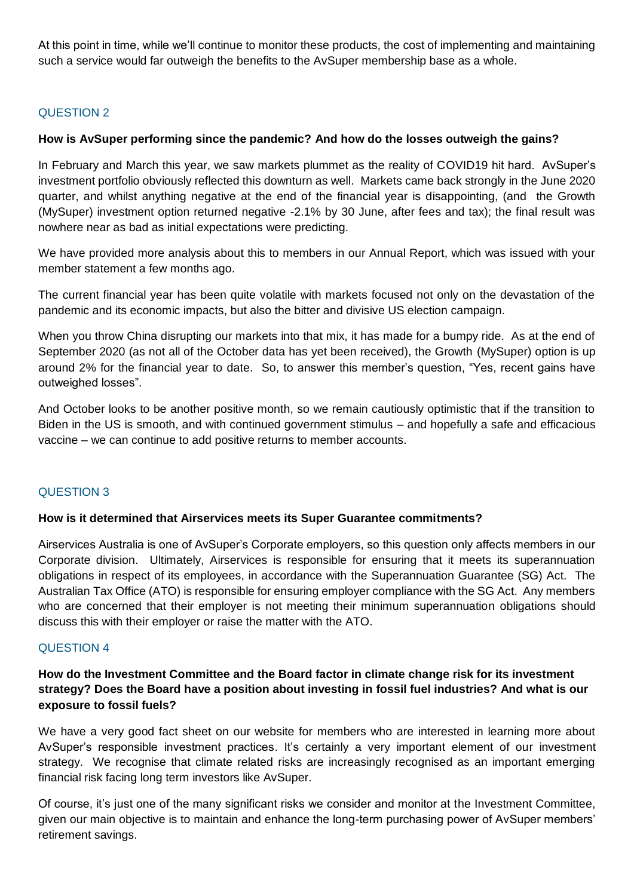At this point in time, while we'll continue to monitor these products, the cost of implementing and maintaining such a service would far outweigh the benefits to the AvSuper membership base as a whole.

## QUESTION 2

**How is AvSuper performing since the pandemic? And how do the losses outweigh the gains?**

In February and March this year, we saw markets plummet as the reality of COVID19 hit hard. AvSuper's investment portfolio obviously reflected this downturn as well. Markets came back strongly in the June 2020 quarter, and whilst anything negative at the end of the financial year is disappointing, (and the Growth (MySuper) investment option returned negative -2.1% by 30 June, after fees and tax); the final result was nowhere near as bad as initial expectations were predicting.

We have provided more analysis about this to members in our Annual Report, which was issued with your member statement a few months ago.

The current financial year has been quite volatile with markets focused not only on the devastation of the pandemic and its economic impacts, but also the bitter and divisive US election campaign.

When you throw China disrupting our markets into that mix, it has made for a bumpy ride. As at the end of September 2020 (as not all of the October data has yet been received), the Growth (MySuper) option is up around 2% for the financial year to date. So, to answer this member's question, "Yes, recent gains have outweighed losses".

And October looks to be another positive month, so we remain cautiously optimistic that if the transition to Biden in the US is smooth, and with continued government stimulus – and hopefully a safe and efficacious vaccine – we can continue to add positive returns to member accounts.

## QUESTION 3

**How is it determined that Airservices meets its Super Guarantee commitments?**

Airservices Australia is one of AvSuper's Corporate employers, so this question only affects members in our Corporate division. Ultimately, Airservices is responsible for ensuring that it meets its superannuation obligations in respect of its employees, in accordance with the Superannuation Guarantee (SG) Act. The Australian Tax Office (ATO) is responsible for ensuring employer compliance with the SG Act. Any members who are concerned that their employer is not meeting their minimum superannuation obligations should discuss this with their employer or raise the matter with the ATO.

## QUESTION 4

**How do the Investment Committee and the Board factor in climate change risk for its investment strategy? Does the Board have a position about investing in fossil fuel industries? And what is our exposure to fossil fuels?**

We have a very good fact sheet on our website for members who are interested in learning more about AvSuper's responsible investment practices. It's certainly a very important element of our investment strategy. We recognise that climate related risks are increasingly recognised as an important emerging financial risk facing long term investors like AvSuper.

Of course, it's just one of the many significant risks we consider and monitor at the Investment Committee, given our main objective is to maintain and enhance the long-term purchasing power of AvSuper members' retirement savings.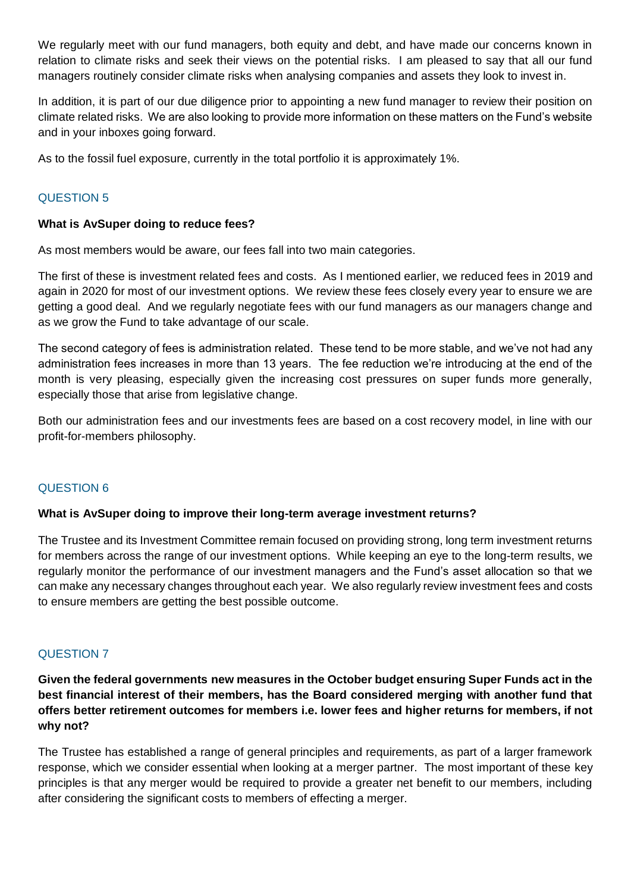We regularly meet with our fund managers, both equity and debt, and have made our concerns known in relation to climate risks and seek their views on the potential risks. I am pleased to say that all our fund managers routinely consider climate risks when analysing companies and assets they look to invest in.

In addition, it is part of our due diligence prior to appointing a new fund manager to review their position on climate related risks. We are also looking to provide more information on these matters on the Fund's website and in your inboxes going forward.

As to the fossil fuel exposure, currently in the total portfolio it is approximately 1%.

## QUESTION 5

**What is AvSuper doing to reduce fees?**

As most members would be aware, our fees fall into two main categories.

The first of these is investment related fees and costs. As I mentioned earlier, we reduced fees in 2019 and again in 2020 for most of our investment options. We review these fees closely every year to ensure we are getting a good deal. And we regularly negotiate fees with our fund managers as our managers change and as we grow the Fund to take advantage of our scale.

The second category of fees is administration related. These tend to be more stable, and we've not had any administration fees increases in more than 13 years. The fee reduction we're introducing at the end of the month is very pleasing, especially given the increasing cost pressures on super funds more generally, especially those that arise from legislative change.

Both our administration fees and our investments fees are based on a cost recovery model, in line with our profit-for-members philosophy.

## QUESTION 6

**What is AvSuper doing to improve their long-term average investment returns?**

The Trustee and its Investment Committee remain focused on providing strong, long term investment returns for members across the range of our investment options. While keeping an eye to the long-term results, we regularly monitor the performance of our investment managers and the Fund's asset allocation so that we can make any necessary changes throughout each year. We also regularly review investment fees and costs to ensure members are getting the best possible outcome.

## QUESTION 7

**Given the federal governments new measures in the October budget ensuring Super Funds act in the best financial interest of their members, has the Board considered merging with another fund that offers better retirement outcomes for members i.e. lower fees and higher returns for members, if not why not?**

The Trustee has established a range of general principles and requirements, as part of a larger framework response, which we consider essential when looking at a merger partner. The most important of these key principles is that any merger would be required to provide a greater net benefit to our members, including after considering the significant costs to members of effecting a merger.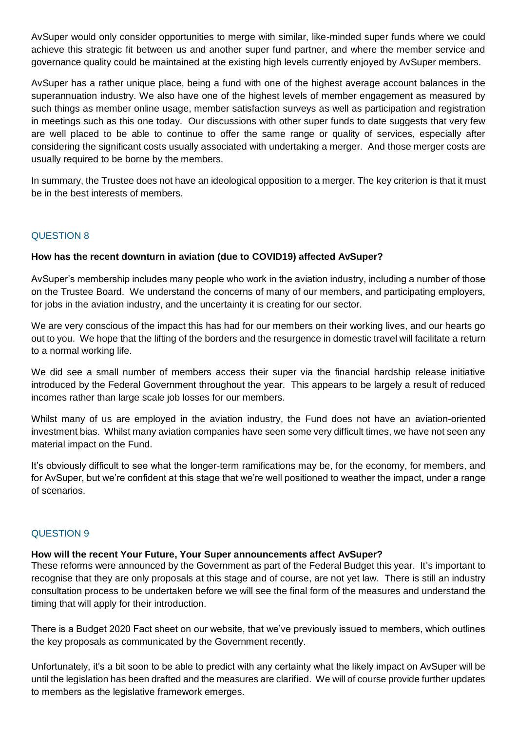AvSuper would only consider opportunities to merge with similar, like-minded super funds where we could achieve this strategic fit between us and another super fund partner, and where the member service and governance quality could be maintained at the existing high levels currently enjoyed by AvSuper members.

AvSuper has a rather unique place, being a fund with one of the highest average account balances in the superannuation industry. We also have one of the highest levels of member engagement as measured by such things as member online usage, member satisfaction surveys as well as participation and registration in meetings such as this one today. Our discussions with other super funds to date suggests that very few are well placed to be able to continue to offer the same range or quality of services, especially after considering the significant costs usually associated with undertaking a merger. And those merger costs are usually required to be borne by the members.

In summary, the Trustee does not have an ideological opposition to a merger. The key criterion is that it must be in the best interests of members.

## QUESTION 8

**How has the recent downturn in aviation (due to COVID19) affected AvSuper?**

AvSuper's membership includes many people who work in the aviation industry, including a number of those on the Trustee Board. We understand the concerns of many of our members, and participating employers, for jobs in the aviation industry, and the uncertainty it is creating for our sector.

We are very conscious of the impact this has had for our members on their working lives, and our hearts go out to you. We hope that the lifting of the borders and the resurgence in domestic travel will facilitate a return to a normal working life.

We did see a small number of members access their super via the financial hardship release initiative introduced by the Federal Government throughout the year. This appears to be largely a result of reduced incomes rather than large scale job losses for our members.

Whilst many of us are employed in the aviation industry, the Fund does not have an aviation-oriented investment bias. Whilst many aviation companies have seen some very difficult times, we have not seen any material impact on the Fund.

It's obviously difficult to see what the longer-term ramifications may be, for the economy, for members, and for AvSuper, but we're confident at this stage that we're well positioned to weather the impact, under a range of scenarios.

## QUESTION 9

**How will the recent Your Future, Your Super announcements affect AvSuper?**

These reforms were announced by the Government as part of the Federal Budget this year. It's important to recognise that they are only proposals at this stage and of course, are not yet law. There is still an industry consultation process to be undertaken before we will see the final form of the measures and understand the timing that will apply for their introduction.

There is a Budget 2020 Fact sheet on our website, that we've previously issued to members, which outlines the key proposals as communicated by the Government recently.

Unfortunately, it's a bit soon to be able to predict with any certainty what the likely impact on AvSuper will be until the legislation has been drafted and the measures are clarified. We will of course provide further updates to members as the legislative framework emerges.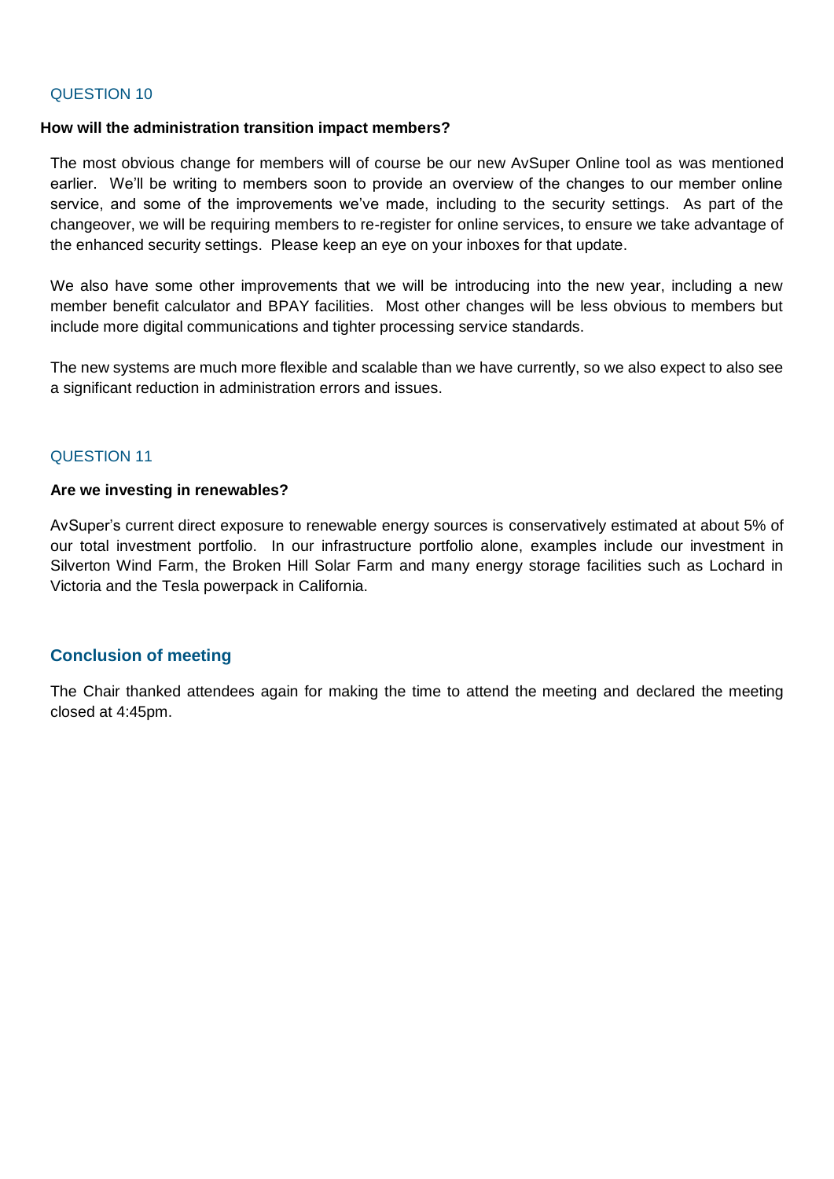## QUESTION 10

**How will the administration transition impact members?**

The most obvious change for members will of course be our new AvSuper Online tool as was mentioned earlier. We'll be writing to members soon to provide an overview of the changes to our member online service, and some of the improvements we've made, including to the security settings. As part of the changeover, we will be requiring members to re-register for online services, to ensure we take advantage of the enhanced security settings. Please keep an eye on your inboxes for that update.

We also have some other improvements that we will be introducing into the new year, including a new member benefit calculator and BPAY facilities. Most other changes will be less obvious to members but include more digital communications and tighter processing service standards.

The new systems are much more flexible and scalable than we have currently, so we also expect to also see a significant reduction in administration errors and issues.

## QUESTION 11

**Are we investing in renewables?**

AvSuper's current direct exposure to renewable energy sources is conservatively estimated at about 5% of our total investment portfolio. In our infrastructure portfolio alone, examples include our investment in Silverton Wind Farm, the Broken Hill Solar Farm and many energy storage facilities such as Lochard in Victoria and the Tesla powerpack in California.

## Conclusion of meeting

The Chair thanked attendees again for making the time to attend the meeting and declared the meeting closed at 4:45pm.